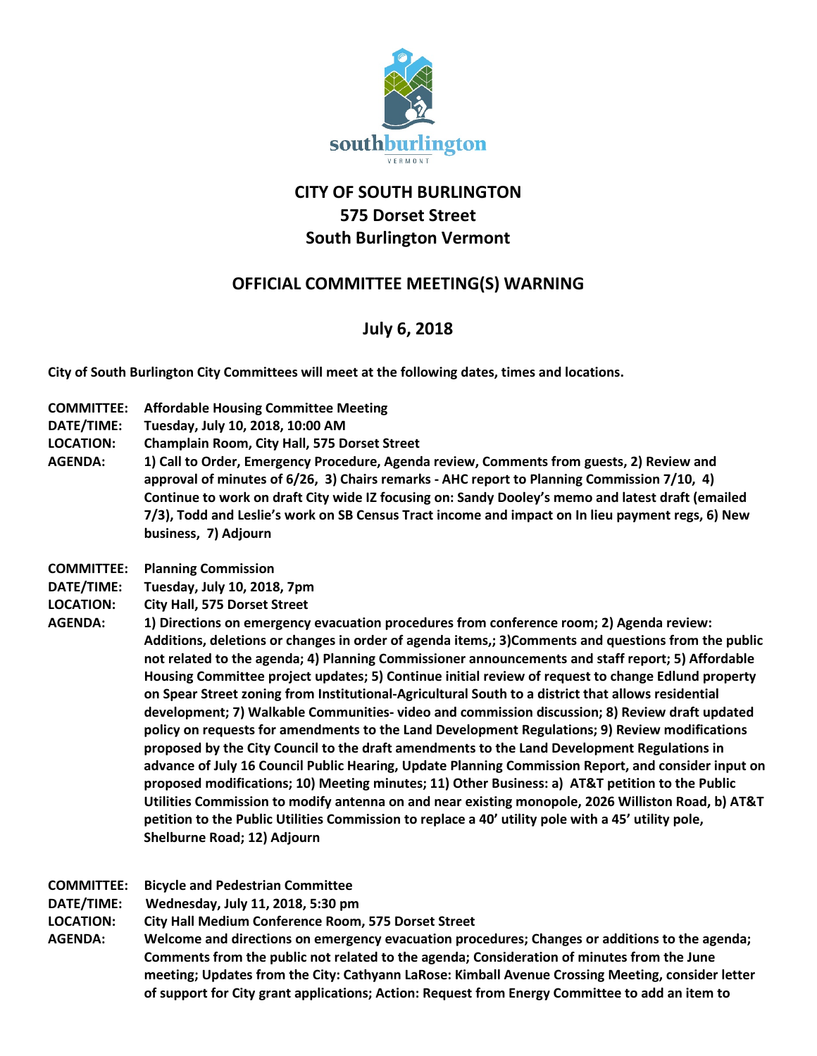# CITY OF SOUTH BURLINGTON
## 575 Dorset Street
## South Burlington Vermont

## OFFICIAL COMMITTEE MEETING(S) WARNING

## July 6, 2018

**City of South Burlington City Committees will meet at the following dates, times and locations.**

**COMMITTEE:** **Affordable Housing Committee Meeting**
**DATE/TIME:** **Tuesday, July 10, 2018, 10:00 AM**
**LOCATION:** **Champlain Room, City Hall, 575 Dorset Street**
**AGENDA:** **1) Call to Order, Emergency Procedure, Agenda review, Comments from guests, 2) Review and approval of minutes of 6/26, 3) Chairs remarks - AHC report to Planning Commission 7/10, 4) Continue to work on draft City wide IZ focusing on: Sandy Dooley's memo and latest draft (emailed 7/3), Todd and Leslie's work on SB Census Tract income and impact on In lieu payment regs, 6) New business, 7) Adjourn**

**COMMITTEE:** **Planning Commission**
**DATE/TIME:** **Tuesday, July 10, 2018, 7pm**
**LOCATION:** **City Hall, 575 Dorset Street**
**AGENDA:** **1) Directions on emergency evacuation procedures from conference room; 2) Agenda review: Additions, deletions or changes in order of agenda items,; 3)Comments and questions from the public not related to the agenda; 4) Planning Commissioner announcements and staff report; 5) Affordable Housing Committee project updates; 5) Continue initial review of request to change Edlund property on Spear Street zoning from Institutional-Agricultural South to a district that allows residential development; 7) Walkable Communities- video and commission discussion; 8) Review draft updated policy on requests for amendments to the Land Development Regulations; 9) Review modifications proposed by the City Council to the draft amendments to the Land Development Regulations in advance of July 16 Council Public Hearing, Update Planning Commission Report, and consider input on proposed modifications; 10) Meeting minutes; 11) Other Business: a) AT&T petition to the Public Utilities Commission to modify antenna on and near existing monopole, 2026 Williston Road, b) AT&T petition to the Public Utilities Commission to replace a 40' utility pole with a 45' utility pole, Shelburne Road; 12) Adjourn**

**COMMITTEE:** **Bicycle and Pedestrian Committee**
**DATE/TIME:** **Wednesday, July 11, 2018, 5:30 pm**
**LOCATION:** **City Hall Medium Conference Room, 575 Dorset Street**
**AGENDA:** **Welcome and directions on emergency evacuation procedures; Changes or additions to the agenda; Comments from the public not related to the agenda; Consideration of minutes from the June meeting; Updates from the City: Cathyann LaRose: Kimball Avenue Crossing Meeting, consider letter of support for City grant applications; Action: Request from Energy Committee to add an item to**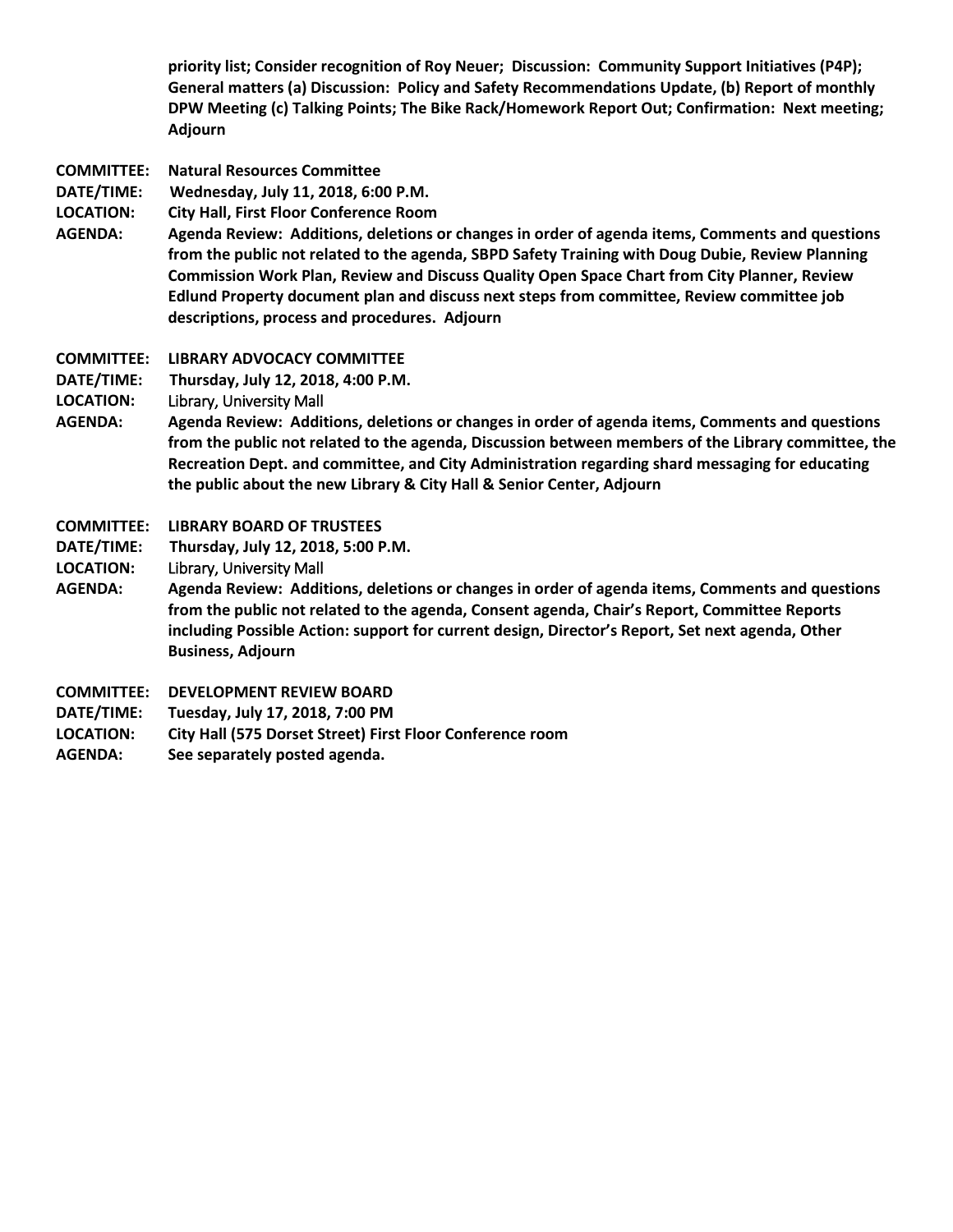**priority list; Consider recognition of Roy Neuer; Discussion: Community Support Initiatives (P4P); General matters (a) Discussion: Policy and Safety Recommendations Update, (b) Report of monthly DPW Meeting (c) Talking Points; The Bike Rack/Homework Report Out; Confirmation: Next meeting; Adjourn**

**COMMITTEE: Natural Resources Committee**
**DATE/TIME: Wednesday, July 11, 2018, 6:00 P.M.**
**LOCATION: City Hall, First Floor Conference Room**
**AGENDA: Agenda Review: Additions, deletions or changes in order of agenda items, Comments and questions from the public not related to the agenda, SBPD Safety Training with Doug Dubie, Review Planning Commission Work Plan, Review and Discuss Quality Open Space Chart from City Planner, Review Edlund Property document plan and discuss next steps from committee, Review committee job descriptions, process and procedures. Adjourn**

**COMMITTEE: LIBRARY ADVOCACY COMMITTEE**
**DATE/TIME: Thursday, July 12, 2018, 4:00 P.M.**
**LOCATION:** Library, University Mall
**AGENDA: Agenda Review: Additions, deletions or changes in order of agenda items, Comments and questions from the public not related to the agenda, Discussion between members of the Library committee, the Recreation Dept. and committee, and City Administration regarding shard messaging for educating the public about the new Library & City Hall & Senior Center, Adjourn**

**COMMITTEE: LIBRARY BOARD OF TRUSTEES**
**DATE/TIME: Thursday, July 12, 2018, 5:00 P.M.**
**LOCATION:** Library, University Mall
**AGENDA: Agenda Review: Additions, deletions or changes in order of agenda items, Comments and questions from the public not related to the agenda, Consent agenda, Chair's Report, Committee Reports including Possible Action: support for current design, Director's Report, Set next agenda, Other Business, Adjourn**

**COMMITTEE: DEVELOPMENT REVIEW BOARD**
**DATE/TIME: Tuesday, July 17, 2018, 7:00 PM**
**LOCATION: City Hall (575 Dorset Street) First Floor Conference room**
**AGENDA: See separately posted agenda.**